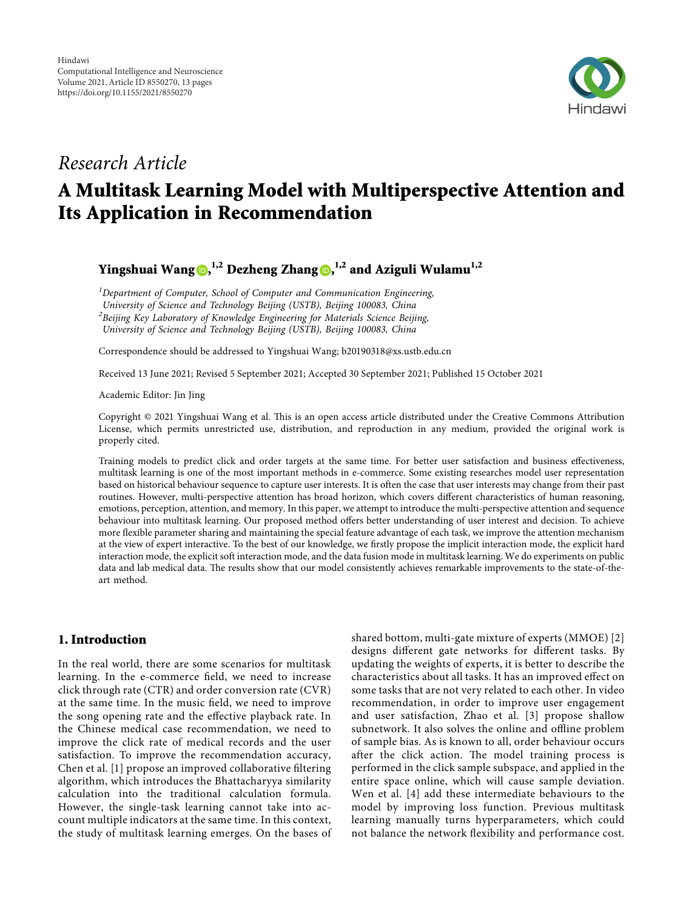Hindawi
Computational Intelligence and Neuroscience
Volume 2021, Article ID 8550270, 13 pages
https://doi.org/10.1155/2021/8550270

*Research Article*

# A Multitask Learning Model with Multiperspective Attention and Its Application in Recommendation

**Yingshuai Wang**[1,2] **Dezheng Zhang**[1,2] **and Aziguli Wulamu**[1,2]

[1]*Department of Computer, School of Computer and Communication Engineering, University of Science and Technology Beijing (USTB), Beijing 100083, China*
[2]*Beijing Key Laboratory of Knowledge Engineering for Materials Science Beijing, University of Science and Technology Beijing (USTB), Beijing 100083, China*

Correspondence should be addressed to Yingshuai Wang; b20190318@xs.ustb.edu.cn

Received 13 June 2021; Revised 5 September 2021; Accepted 30 September 2021; Published 15 October 2021

Academic Editor: Jin Jing

Copyright © 2021 Yingshuai Wang et al. This is an open access article distributed under the Creative Commons Attribution License, which permits unrestricted use, distribution, and reproduction in any medium, provided the original work is properly cited.

Training models to predict click and order targets at the same time. For better user satisfaction and business effectiveness, multitask learning is one of the most important methods in e-commerce. Some existing researches model user representation based on historical behaviour sequence to capture user interests. It is often the case that user interests may change from their past routines. However, multi-perspective attention has broad horizon, which covers different characteristics of human reasoning, emotions, perception, attention, and memory. In this paper, we attempt to introduce the multi-perspective attention and sequence behaviour into multitask learning. Our proposed method offers better understanding of user interest and decision. To achieve more flexible parameter sharing and maintaining the special feature advantage of each task, we improve the attention mechanism at the view of expert interactive. To the best of our knowledge, we firstly propose the implicit interaction mode, the explicit hard interaction mode, the explicit soft interaction mode, and the data fusion mode in multitask learning. We do experiments on public data and lab medical data. The results show that our model consistently achieves remarkable improvements to the state-of-the-art method.

## 1. Introduction

In the real world, there are some scenarios for multitask learning. In the e-commerce field, we need to increase click through rate (CTR) and order conversion rate (CVR) at the same time. In the music field, we need to improve the song opening rate and the effective playback rate. In the Chinese medical case recommendation, we need to improve the click rate of medical records and the user satisfaction. To improve the recommendation accuracy, Chen et al. [1] propose an improved collaborative filtering algorithm, which introduces the Bhattacharyya similarity calculation into the traditional calculation formula. However, the single-task learning cannot take into account multiple indicators at the same time. In this context, the study of multitask learning emerges. On the bases of shared bottom, multi-gate mixture of experts (MMOE) [2] designs different gate networks for different tasks. By updating the weights of experts, it is better to describe the characteristics about all tasks. It has an improved effect on some tasks that are not very related to each other. In video recommendation, in order to improve user engagement and user satisfaction, Zhao et al. [3] propose shallow subnetwork. It also solves the online and offline problem of sample bias. As is known to all, order behaviour occurs after the click action. The model training process is performed in the click sample subspace, and applied in the entire space online, which will cause sample deviation. Wen et al. [4] add these intermediate behaviours to the model by improving loss function. Previous multitask learning manually turns hyperparameters, which could not balance the network flexibility and performance cost.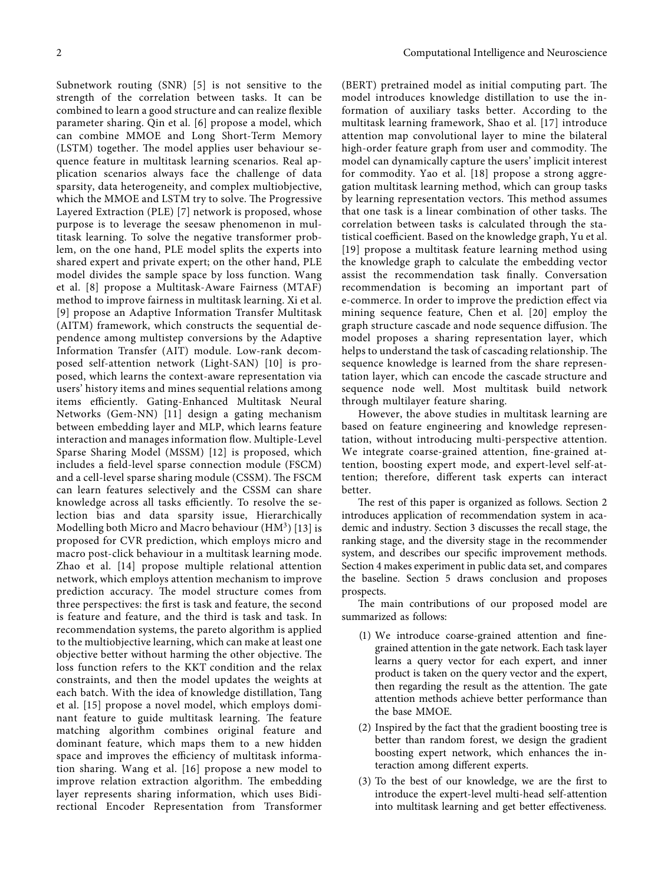Subnetwork routing (SNR) [5] is not sensitive to the strength of the correlation between tasks. It can be combined to learn a good structure and can realize flexible parameter sharing. Qin et al. [6] propose a model, which can combine MMOE and Long Short-Term Memory (LSTM) together. The model applies user behaviour sequence feature in multitask learning scenarios. Real application scenarios always face the challenge of data sparsity, data heterogeneity, and complex multiobjective, which the MMOE and LSTM try to solve. The Progressive Layered Extraction (PLE) [7] network is proposed, whose purpose is to leverage the seesaw phenomenon in multitask learning. To solve the negative transformer problem, on the one hand, PLE model splits the experts into shared expert and private expert; on the other hand, PLE model divides the sample space by loss function. Wang et al. [8] propose a Multitask-Aware Fairness (MTAF) method to improve fairness in multitask learning. Xi et al. [9] propose an Adaptive Information Transfer Multitask (AITM) framework, which constructs the sequential dependence among multistep conversions by the Adaptive Information Transfer (AIT) module. Low-rank decomposed self-attention network (Light-SAN) [10] is proposed, which learns the context-aware representation via users' history items and mines sequential relations among items efficiently. Gating-Enhanced Multitask Neural Networks (Gem-NN) [11] design a gating mechanism between embedding layer and MLP, which learns feature interaction and manages information flow. Multiple-Level Sparse Sharing Model (MSSM) [12] is proposed, which includes a field-level sparse connection module (FSCM) and a cell-level sparse sharing module (CSSM). The FSCM can learn features selectively and the CSSM can share knowledge across all tasks efficiently. To resolve the selection bias and data sparsity issue, Hierarchically Modelling both Micro and Macro behaviour ($HM^3$) [13] is proposed for CVR prediction, which employs micro and macro post-click behaviour in a multitask learning mode. Zhao et al. [14] propose multiple relational attention network, which employs attention mechanism to improve prediction accuracy. The model structure comes from three perspectives: the first is task and feature, the second is feature and feature, and the third is task and task. In recommendation systems, the pareto algorithm is applied to the multiobjective learning, which can make at least one objective better without harming the other objective. The loss function refers to the KKT condition and the relax constraints, and then the model updates the weights at each batch. With the idea of knowledge distillation, Tang et al. [15] propose a novel model, which employs dominant feature to guide multitask learning. The feature matching algorithm combines original feature and dominant feature, which maps them to a new hidden space and improves the efficiency of multitask information sharing. Wang et al. [16] propose a new model to improve relation extraction algorithm. The embedding layer represents sharing information, which uses Bidirectional Encoder Representation from Transformer (BERT) pretrained model as initial computing part. The model introduces knowledge distillation to use the information of auxiliary tasks better. According to the multitask learning framework, Shao et al. [17] introduce attention map convolutional layer to mine the bilateral high-order feature graph from user and commodity. The model can dynamically capture the users' implicit interest for commodity. Yao et al. [18] propose a strong aggregation multitask learning method, which can group tasks by learning representation vectors. This method assumes that one task is a linear combination of other tasks. The correlation between tasks is calculated through the statistical coefficient. Based on the knowledge graph, Yu et al. [19] propose a multitask feature learning method using the knowledge graph to calculate the embedding vector assist the recommendation task finally. Conversation recommendation is becoming an important part of e-commerce. In order to improve the prediction effect via mining sequence feature, Chen et al. [20] employ the graph structure cascade and node sequence diffusion. The model proposes a sharing representation layer, which helps to understand the task of cascading relationship. The sequence knowledge is learned from the share representation layer, which can encode the cascade structure and sequence node well. Most multitask build network through multilayer feature sharing.

However, the above studies in multitask learning are based on feature engineering and knowledge representation, without introducing multi-perspective attention. We integrate coarse-grained attention, fine-grained attention, boosting expert mode, and expert-level self-attention; therefore, different task experts can interact better.

The rest of this paper is organized as follows. Section 2 introduces application of recommendation system in academic and industry. Section 3 discusses the recall stage, the ranking stage, and the diversity stage in the recommender system, and describes our specific improvement methods. Section 4 makes experiment in public data set, and compares the baseline. Section 5 draws conclusion and proposes prospects.

The main contributions of our proposed model are summarized as follows:

(1) We introduce coarse-grained attention and fine-grained attention in the gate network. Each task layer learns a query vector for each expert, and inner product is taken on the query vector and the expert, then regarding the result as the attention. The gate attention methods achieve better performance than the base MMOE.

(2) Inspired by the fact that the gradient boosting tree is better than random forest, we design the gradient boosting expert network, which enhances the interaction among different experts.

(3) To the best of our knowledge, we are the first to introduce the expert-level multi-head self-attention into multitask learning and get better effectiveness.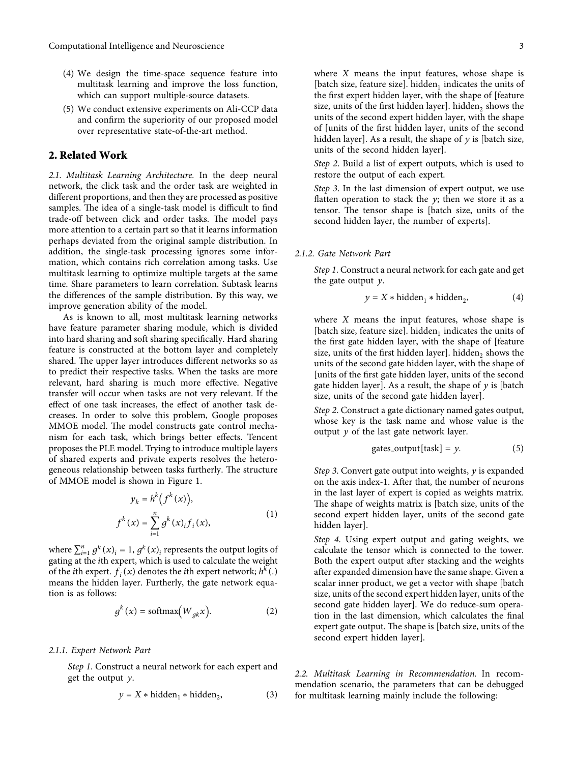(4) We design the time-space sequence feature into multitask learning and improve the loss function, which can support multiple-source datasets.

(5) We conduct extensive experiments on Ali-CCP data and confirm the superiority of our proposed model over representative state-of-the-art method.

## 2. Related Work

*2.1. Multitask Learning Architecture.* In the deep neural network, the click task and the order task are weighted in different proportions, and then they are processed as positive samples. The idea of a single-task model is difficult to find trade-off between click and order tasks. The model pays more attention to a certain part so that it learns information perhaps deviated from the original sample distribution. In addition, the single-task processing ignores some information, which contains rich correlation among tasks. Use multitask learning to optimize multiple targets at the same time. Share parameters to learn correlation. Subtask learns the differences of the sample distribution. By this way, we improve generation ability of the model.

As is known to all, most multitask learning networks have feature parameter sharing module, which is divided into hard sharing and soft sharing specifically. Hard sharing feature is constructed at the bottom layer and completely shared. The upper layer introduces different networks so as to predict their respective tasks. When the tasks are more relevant, hard sharing is much more effective. Negative transfer will occur when tasks are not very relevant. If the effect of one task increases, the effect of another task decreases. In order to solve this problem, Google proposes MMOE model. The model constructs gate control mechanism for each task, which brings better effects. Tencent proposes the PLE model. Trying to introduce multiple layers of shared experts and private experts resolves the heterogeneous relationship between tasks furtherly. The structure of MMOE model is shown in Figure 1.

$$y_k = h^k\left(f^k(x)\right),$$
$$f^k(x) = \sum_{i=1}^{n} g^k(x)_i f_i(x), \tag{1}$$

where $\sum_{i=1}^{n} g^k(x)_i = 1$, $g^k(x)_i$ represents the output logits of gating at the $i$th expert, which is used to calculate the weight of the $i$th expert. $f_i(x)$ denotes the $i$th expert network; $h^k(.)$ means the hidden layer. Furthermore, the gate network equation is as follows:

$$g^k(x) = \text{softmax}\left(W_{gk}x\right). \tag{2}$$

*2.1.1. Expert Network Part*

*Step 1.* Construct a neural network for each expert and get the output $y$.

$$y = X * \text{hidden}_1 * \text{hidden}_2, \tag{3}$$

where $X$ means the input features, whose shape is [batch size, feature size]. $\text{hidden}_1$ indicates the units of the first expert hidden layer, with the shape of [feature size, units of the first hidden layer]. $\text{hidden}_2$ shows the units of the second expert hidden layer, with the shape of [units of the first hidden layer, units of the second hidden layer]. As a result, the shape of $y$ is [batch size, units of the second hidden layer].

*Step 2.* Build a list of expert outputs, which is used to restore the output of each expert.

*Step 3.* In the last dimension of expert output, we use flatten operation to stack the $y$; then we store it as a tensor. The tensor shape is [batch size, units of the second hidden layer, the number of experts].

*2.1.2. Gate Network Part*

*Step 1.* Construct a neural network for each gate and get the gate output $y$.

$$y = X * \text{hidden}_1 * \text{hidden}_2, \tag{4}$$

where $X$ means the input features, whose shape is [batch size, feature size]. $\text{hidden}_1$ indicates the units of the first gate hidden layer, with the shape of [feature size, units of the first hidden layer]. $\text{hidden}_2$ shows the units of the second gate hidden layer, with the shape of [units of the first gate hidden layer, units of the second gate hidden layer]. As a result, the shape of $y$ is [batch size, units of the second gate hidden layer].

*Step 2.* Construct a gate dictionary named gates output, whose key is the task name and whose value is the output $y$ of the last gate network layer.

$$\text{gates\_output}[\text{task}] = y. \tag{5}$$

*Step 3.* Convert gate output into weights, $y$ is expanded on the axis index-1. After that, the number of neurons in the last layer of expert is copied as weights matrix. The shape of weights matrix is [batch size, units of the second expert hidden layer, units of the second gate hidden layer].

*Step 4.* Using expert output and gating weights, we calculate the tensor which is connected to the tower. Both the expert output after stacking and the weights after expanded dimension have the same shape. Given a scalar inner product, we get a vector with shape [batch size, units of the second expert hidden layer, units of the second gate hidden layer]. We do reduce-sum operation in the last dimension, which calculates the final expert gate output. The shape is [batch size, units of the second expert hidden layer].

*2.2. Multitask Learning in Recommendation.* In recommendation scenario, the parameters that can be debugged for multitask learning mainly include the following: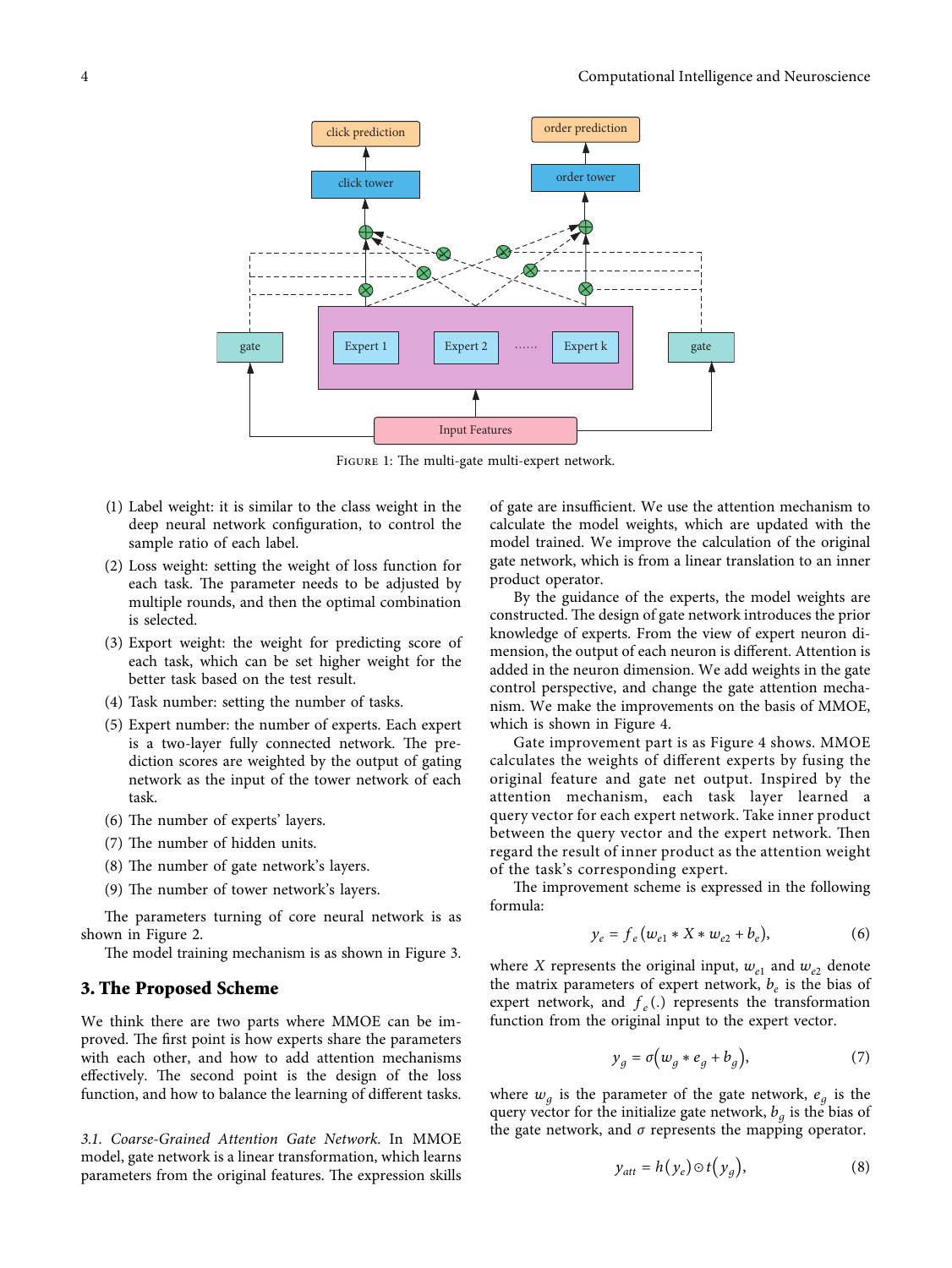Figure 1: The multi-gate multi-expert network.

(1) Label weight: it is similar to the class weight in the deep neural network configuration, to control the sample ratio of each label.

(2) Loss weight: setting the weight of loss function for each task. The parameter needs to be adjusted by multiple rounds, and then the optimal combination is selected.

(3) Export weight: the weight for predicting score of each task, which can be set higher weight for the better task based on the test result.

(4) Task number: setting the number of tasks.

(5) Expert number: the number of experts. Each expert is a two-layer fully connected network. The prediction scores are weighted by the output of gating network as the input of the tower network of each task.

(6) The number of experts' layers.

(7) The number of hidden units.

(8) The number of gate network's layers.

(9) The number of tower network's layers.

The parameters turning of core neural network is as shown in Figure 2.

The model training mechanism is as shown in Figure 3.

## 3. The Proposed Scheme

We think there are two parts where MMOE can be improved. The first point is how experts share the parameters with each other, and how to add attention mechanisms effectively. The second point is the design of the loss function, and how to balance the learning of different tasks.

*3.1. Coarse-Grained Attention Gate Network.* In MMOE model, gate network is a linear transformation, which learns parameters from the original features. The expression skills of gate are insufficient. We use the attention mechanism to calculate the model weights, which are updated with the model trained. We improve the calculation of the original gate network, which is from a linear translation to an inner product operator.

By the guidance of the experts, the model weights are constructed. The design of gate network introduces the prior knowledge of experts. From the view of expert neuron dimension, the output of each neuron is different. Attention is added in the neuron dimension. We add weights in the gate control perspective, and change the gate attention mechanism. We make the improvements on the basis of MMOE, which is shown in Figure 4.

Gate improvement part is as Figure 4 shows. MMOE calculates the weights of different experts by fusing the original feature and gate net output. Inspired by the attention mechanism, each task layer learned a query vector for each expert network. Take inner product between the query vector and the expert network. Then regard the result of inner product as the attention weight of the task's corresponding expert.

The improvement scheme is expressed in the following formula:

$$y_e = f_e\left(w_{e1} * X * w_{e2} + b_e\right), \tag{6}$$

where $X$ represents the original input, $w_{e1}$ and $w_{e2}$ denote the matrix parameters of expert network, $b_e$ is the bias of expert network, and $f_e(.)$ represents the transformation function from the original input to the expert vector.

$$y_g = \sigma\left(w_g * e_g + b_g\right), \tag{7}$$

where $w_g$ is the parameter of the gate network, $e_g$ is the query vector for the initialize gate network, $b_g$ is the bias of the gate network, and $\sigma$ represents the mapping operator.

$$y_{att} = h\left(y_e\right) \odot t\left(y_g\right), \tag{8}$$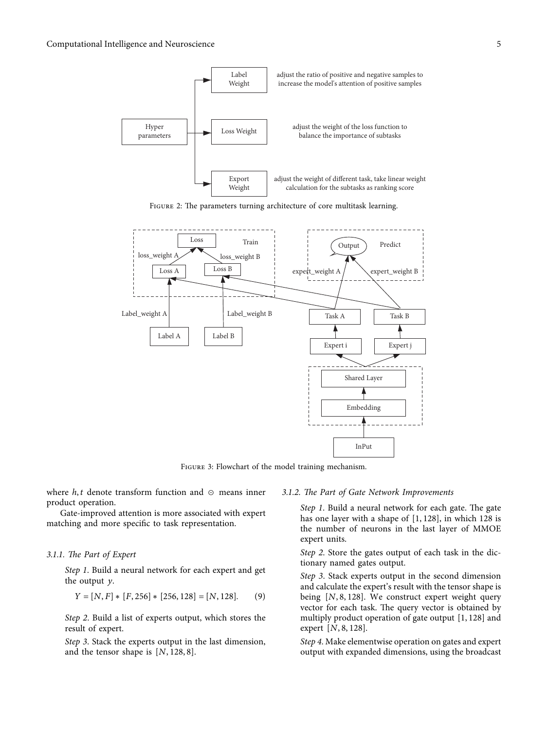FIGURE 2: The parameters turning architecture of core multitask learning.

FIGURE 3: Flowchart of the model training mechanism.

where $h, t$ denote transform function and $\odot$ means inner product operation.

Gate-improved attention is more associated with expert matching and more specific to task representation.

#### 3.1.1. The Part of Expert

*Step 1*. Build a neural network for each expert and get the output $y$.

$$Y = [N, F] * [F, 256] * [256, 128] = [N, 128]. \quad (9)$$

*Step 2*. Build a list of experts output, which stores the result of expert.

*Step 3*. Stack the experts output in the last dimension, and the tensor shape is $[N, 128, 8]$.

#### 3.1.2. The Part of Gate Network Improvements

*Step 1*. Build a neural network for each gate. The gate has one layer with a shape of $[1, 128]$, in which 128 is the number of neurons in the last layer of MMOE expert units.

*Step 2*. Store the gates output of each task in the dictionary named gates output.

*Step 3*. Stack experts output in the second dimension and calculate the expert's result with the tensor shape is being $[N, 8, 128]$. We construct expert weight query vector for each task. The query vector is obtained by multiply product operation of gate output $[1, 128]$ and expert $[N, 8, 128]$.

*Step 4*. Make elementwise operation on gates and expert output with expanded dimensions, using the broadcast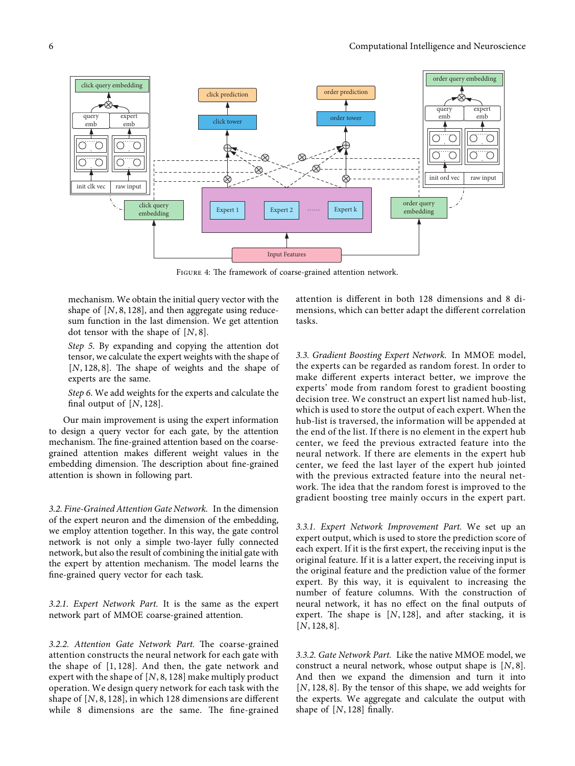Figure 4: The framework of coarse-grained attention network.

mechanism. We obtain the initial query vector with the shape of $[N, 8, 128]$, and then aggregate using reduce-sum function in the last dimension. We get attention dot tensor with the shape of $[N, 8]$.

*Step 5.* By expanding and copying the attention dot tensor, we calculate the expert weights with the shape of $[N, 128, 8]$. The shape of weights and the shape of experts are the same.

*Step 6.* We add weights for the experts and calculate the final output of $[N, 128]$.

Our main improvement is using the expert information to design a query vector for each gate, by the attention mechanism. The fine-grained attention based on the coarse-grained attention makes different weight values in the embedding dimension. The description about fine-grained attention is shown in following part.

### 3.2. Fine-Grained Attention Gate Network.

In the dimension of the expert neuron and the dimension of the embedding, we employ attention together. In this way, the gate control network is not only a simple two-layer fully connected network, but also the result of combining the initial gate with the expert by attention mechanism. The model learns the fine-grained query vector for each task.

#### 3.2.1. Expert Network Part.

It is the same as the expert network part of MMOE coarse-grained attention.

#### 3.2.2. Attention Gate Network Part.

The coarse-grained attention constructs the neural network for each gate with the shape of $[1, 128]$. And then, the gate network and expert with the shape of $[N, 8, 128]$ make multiply product operation. We design query network for each task with the shape of $[N, 8, 128]$, in which 128 dimensions are different while 8 dimensions are the same. The fine-grained attention is different in both 128 dimensions and 8 dimensions, which can better adapt the different correlation tasks.

### 3.3. Gradient Boosting Expert Network.

In MMOE model, the experts can be regarded as random forest. In order to make different experts interact better, we improve the experts' mode from random forest to gradient boosting decision tree. We construct an expert list named hub-list, which is used to store the output of each expert. When the hub-list is traversed, the information will be appended at the end of the list. If there is no element in the expert hub center, we feed the previous extracted feature into the neural network. If there are elements in the expert hub center, we feed the last layer of the expert hub jointed with the previous extracted feature into the neural network. The idea that the random forest is improved to the gradient boosting tree mainly occurs in the expert part.

#### 3.3.1. Expert Network Improvement Part.

We set up an expert output, which is used to store the prediction score of each expert. If it is the first expert, the receiving input is the original feature. If it is a latter expert, the receiving input is the original feature and the prediction value of the former expert. By this way, it is equivalent to increasing the number of feature columns. With the construction of neural network, it has no effect on the final outputs of expert. The shape is $[N, 128]$, and after stacking, it is $[N, 128, 8]$.

#### 3.3.2. Gate Network Part.

Like the native MMOE model, we construct a neural network, whose output shape is $[N, 8]$. And then we expand the dimension and turn it into $[N, 128, 8]$. By the tensor of this shape, we add weights for the experts. We aggregate and calculate the output with shape of $[N, 128]$ finally.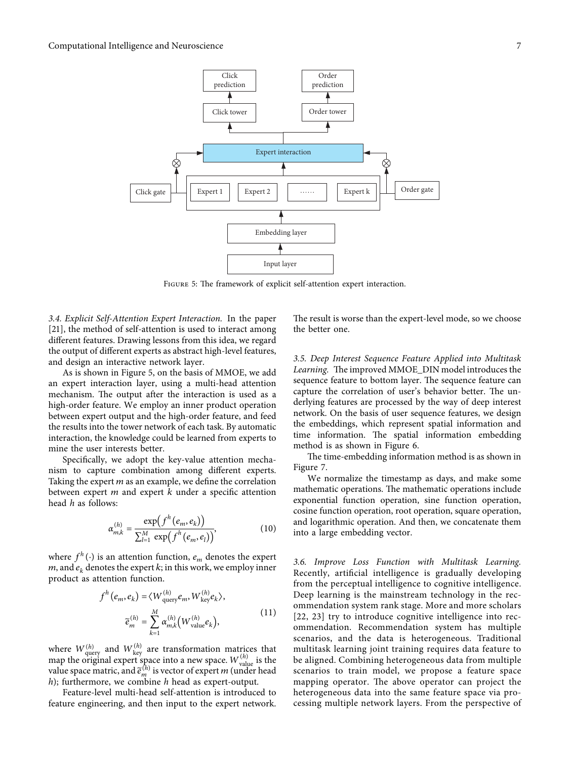Figure 5: The framework of explicit self-attention expert interaction.

### 3.4. Explicit Self-Attention Expert Interaction.

In the paper [21], the method of self-attention is used to interact among different features. Drawing lessons from this idea, we regard the output of different experts as abstract high-level features, and design an interactive network layer.

As is shown in Figure 5, on the basis of MMOE, we add an expert interaction layer, using a multi-head attention mechanism. The output after the interaction is used as a high-order feature. We employ an inner product operation between expert output and the high-order feature, and feed the results into the tower network of each task. By automatic interaction, the knowledge could be learned from experts to mine the user interests better.

Specifically, we adopt the key-value attention mechanism to capture combination among different experts. Taking the expert $m$ as an example, we define the correlation between expert $m$ and expert $k$ under a specific attention head $h$ as follows:

$$\alpha_{m,k}^{(h)} = \frac{\exp\left(f^{h}(e_m, e_k)\right)}{\sum_{l=1}^{M} \exp\left(f^{h}(e_m, e_l)\right)}, \tag{10}$$

where $f^{h}(\cdot)$ is an attention function, $e_m$ denotes the expert $m$, and $e_k$ denotes the expert $k$; in this work, we employ inner product as attention function.

$$\begin{aligned} f^{h}(e_m, e_k) &= \langle W_{\text{query}}^{(h)} e_m, W_{\text{key}}^{(h)} e_k \rangle, \\ \widetilde{e}_m^{(h)} &= \sum_{k=1}^{M} \alpha_{m,k}^{(h)} \left( W_{\text{value}}^{(h)} e_k \right), \end{aligned} \tag{11}$$

where $W_{\text{query}}^{(h)}$ and $W_{\text{key}}^{(h)}$ are transformation matrices that map the original expert space into a new space. $W_{\text{value}}^{(h)}$ is the value space matric, and $\widetilde{e}_m^{(h)}$ is vector of expert $m$ (under head $h$); furthermore, we combine $h$ head as expert-output.

Feature-level multi-head self-attention is introduced to feature engineering, and then input to the expert network. The result is worse than the expert-level mode, so we choose the better one.

### 3.5. Deep Interest Sequence Feature Applied into Multitask Learning.

The improved MMOE_DIN model introduces the sequence feature to bottom layer. The sequence feature can capture the correlation of user's behavior better. The underlying features are processed by the way of deep interest network. On the basis of user sequence features, we design the embeddings, which represent spatial information and time information. The spatial information embedding method is as shown in Figure 6.

The time-embedding information method is as shown in Figure 7.

We normalize the timestamp as days, and make some mathematic operations. The mathematic operations include exponential function operation, sine function operation, cosine function operation, root operation, square operation, and logarithmic operation. And then, we concatenate them into a large embedding vector.

### 3.6. Improve Loss Function with Multitask Learning.

Recently, artificial intelligence is gradually developing from the perceptual intelligence to cognitive intelligence. Deep learning is the mainstream technology in the recommendation system rank stage. More and more scholars [22, 23] try to introduce cognitive intelligence into recommendation. Recommendation system has multiple scenarios, and the data is heterogeneous. Traditional multitask learning joint training requires data feature to be aligned. Combining heterogeneous data from multiple scenarios to train model, we propose a feature space mapping operator. The above operator can project the heterogeneous data into the same feature space via processing multiple network layers. From the perspective of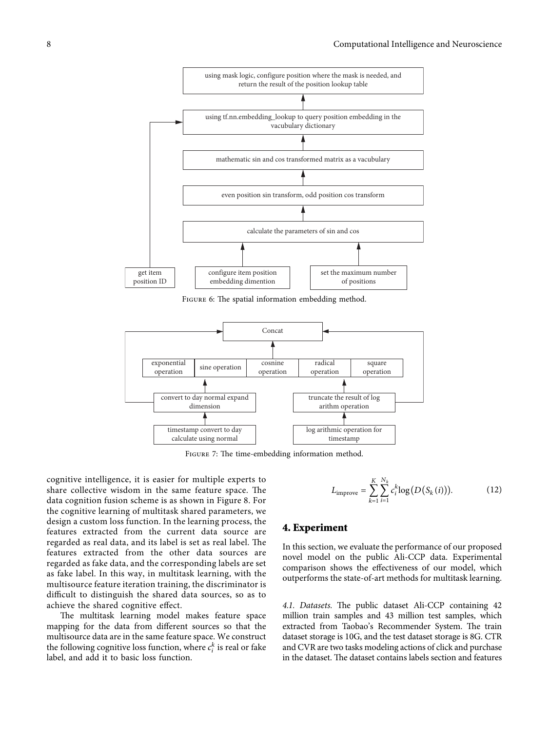FIGURE 6: The spatial information embedding method.

FIGURE 7: The time-embedding information method.

cognitive intelligence, it is easier for multiple experts to share collective wisdom in the same feature space. The data cognition fusion scheme is as shown in Figure 8. For the cognitive learning of multitask shared parameters, we design a custom loss function. In the learning process, the features extracted from the current data source are regarded as real data, and its label is set as real label. The features extracted from the other data sources are regarded as fake data, and the corresponding labels are set as fake label. In this way, in multitask learning, with the multisource feature iteration training, the discriminator is difficult to distinguish the shared data sources, so as to achieve the shared cognitive effect.

The multitask learning model makes feature space mapping for the data from different sources so that the multisource data are in the same feature space. We construct the following cognitive loss function, where $c_i^k$ is real or fake label, and add it to basic loss function.

$$L_{\text{improve}} = \sum_{k=1}^{K} \sum_{i=1}^{N_k} c_i^k \log\left(D\left(S_k(i)\right)\right). \tag{12}$$

# 4. Experiment

In this section, we evaluate the performance of our proposed novel model on the public Ali-CCP data. Experimental comparison shows the effectiveness of our model, which outperforms the state-of-art methods for multitask learning.

*4.1. Datasets.* The public dataset Ali-CCP containing 42 million train samples and 43 million test samples, which extracted from Taobao's Recommender System. The train dataset storage is 10G, and the test dataset storage is 8G. CTR and CVR are two tasks modeling actions of click and purchase in the dataset. The dataset contains labels section and features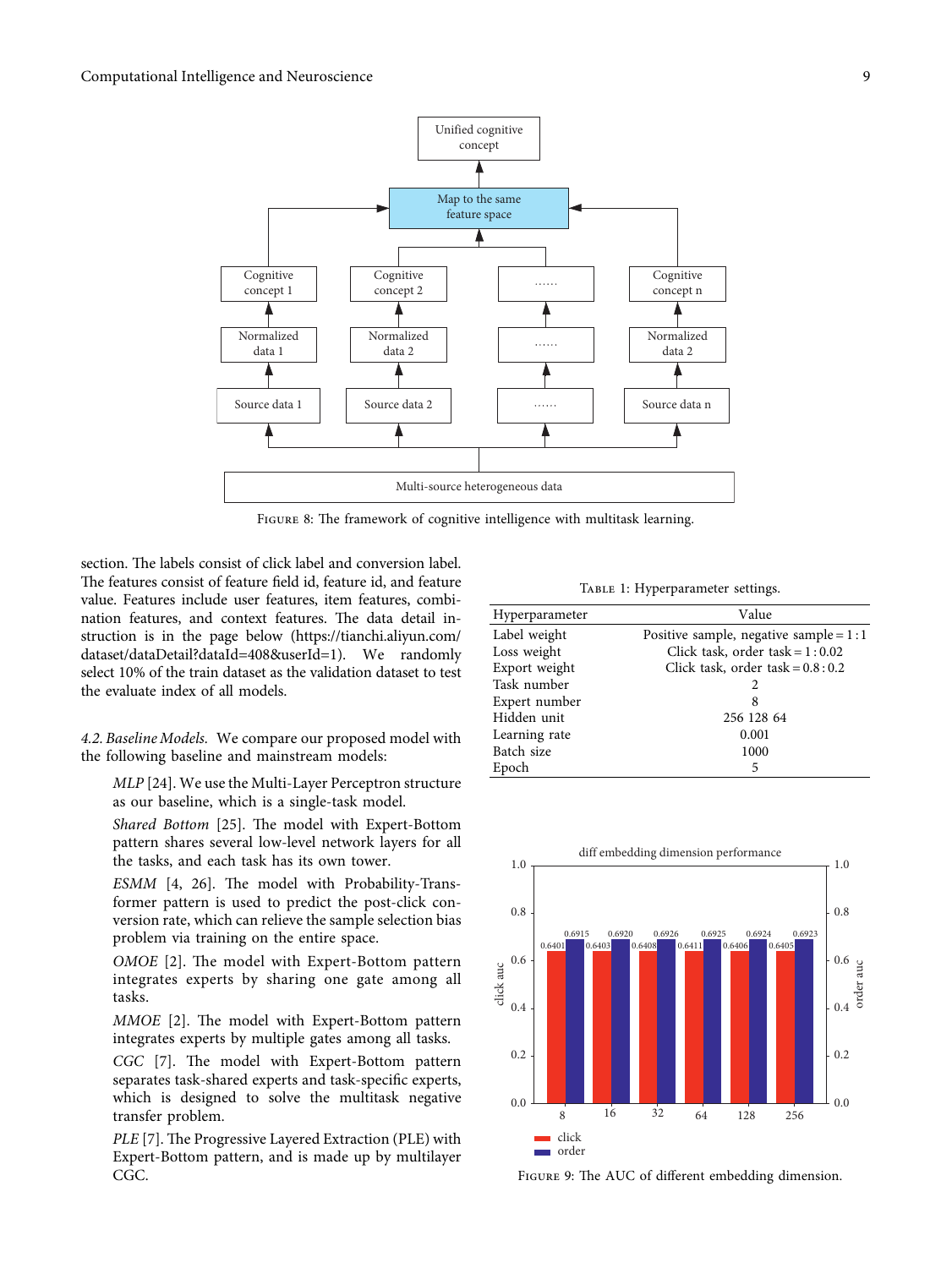FIGURE 8: The framework of cognitive intelligence with multitask learning.

section. The labels consist of click label and conversion label. The features consist of feature field id, feature id, and feature value. Features include user features, item features, combination features, and context features. The data detail instruction is in the page below (https://tianchi.aliyun.com/dataset/dataDetail?dataId=408&userId=1). We randomly select 10% of the train dataset as the validation dataset to test the evaluate index of all models.

*4.2. Baseline Models.* We compare our proposed model with the following baseline and mainstream models:

*MLP* [24]. We use the Multi-Layer Perceptron structure as our baseline, which is a single-task model.

*Shared Bottom* [25]. The model with Expert-Bottom pattern shares several low-level network layers for all the tasks, and each task has its own tower.

*ESMM* [4, 26]. The model with Probability-Transformer pattern is used to predict the post-click conversion rate, which can relieve the sample selection bias problem via training on the entire space.

*OMOE* [2]. The model with Expert-Bottom pattern integrates experts by sharing one gate among all tasks.

*MMOE* [2]. The model with Expert-Bottom pattern integrates experts by multiple gates among all tasks.

*CGC* [7]. The model with Expert-Bottom pattern separates task-shared experts and task-specific experts, which is designed to solve the multitask negative transfer problem.

*PLE* [7]. The Progressive Layered Extraction (PLE) with Expert-Bottom pattern, and is made up by multilayer CGC.

TABLE 1: Hyperparameter settings.

| Hyperparameter | Value |
| --- | --- |
| Label weight | Positive sample, negative sample = 1 : 1 |
| Loss weight | Click task, order task = 1 : 0.02 |
| Export weight | Click task, order task = 0.8 : 0.2 |
| Task number | 2 |
| Expert number | 8 |
| Hidden unit | 256 128 64 |
| Learning rate | 0.001 |
| Batch size | 1000 |
| Epoch | 5 |

FIGURE 9: The AUC of different embedding dimension.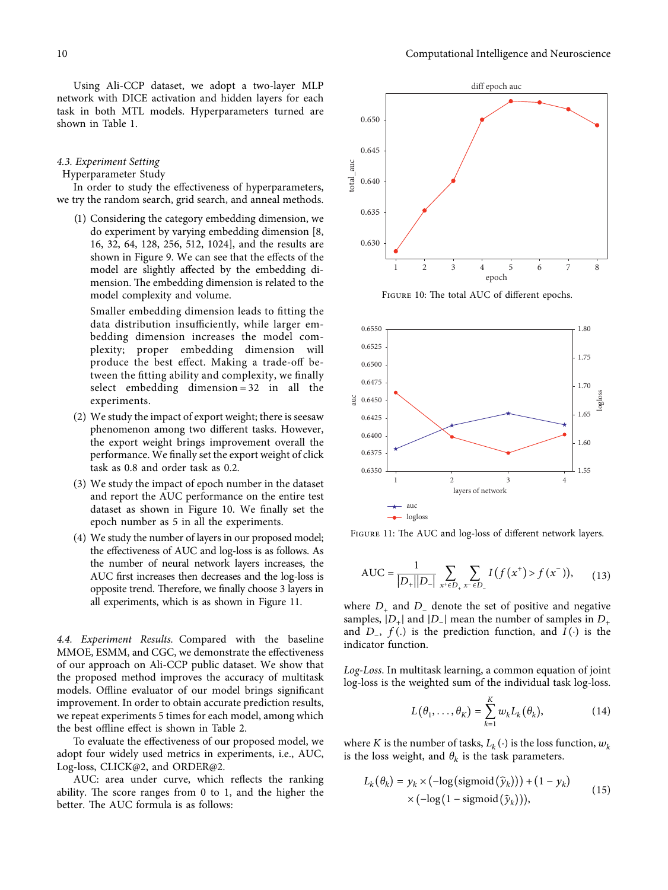Using Ali-CCP dataset, we adopt a two-layer MLP network with DICE activation and hidden layers for each task in both MTL models. Hyperparameters turned are shown in Table 1.

### 4.3. Experiment Setting

Hyperparameter Study

In order to study the effectiveness of hyperparameters, we try the random search, grid search, and anneal methods.

(1) Considering the category embedding dimension, we do experiment by varying embedding dimension [8, 16, 32, 64, 128, 256, 512, 1024], and the results are shown in Figure 9. We can see that the effects of the model are slightly affected by the embedding dimension. The embedding dimension is related to the model complexity and volume.

Smaller embedding dimension leads to fitting the data distribution insufficiently, while larger embedding dimension increases the model complexity; proper embedding dimension will produce the best effect. Making a trade-off between the fitting ability and complexity, we finally select embedding dimension = 32 in all the experiments.

(2) We study the impact of export weight; there is seesaw phenomenon among two different tasks. However, the export weight brings improvement overall the performance. We finally set the export weight of click task as 0.8 and order task as 0.2.

(3) We study the impact of epoch number in the dataset and report the AUC performance on the entire test dataset as shown in Figure 10. We finally set the epoch number as 5 in all the experiments.

(4) We study the number of layers in our proposed model; the effectiveness of AUC and log-loss is as follows. As the number of neural network layers increases, the AUC first increases then decreases and the log-loss is opposite trend. Therefore, we finally choose 3 layers in all experiments, which is as shown in Figure 11.

*4.4. Experiment Results.* Compared with the baseline MMOE, ESMM, and CGC, we demonstrate the effectiveness of our approach on Ali-CCP public dataset. We show that the proposed method improves the accuracy of multitask models. Offline evaluator of our model brings significant improvement. In order to obtain accurate prediction results, we repeat experiments 5 times for each model, among which the best offline effect is shown in Table 2.

To evaluate the effectiveness of our proposed model, we adopt four widely used metrics in experiments, i.e., AUC, Log-loss, CLICK@2, and ORDER@2.

AUC: area under curve, which reflects the ranking ability. The score ranges from 0 to 1, and the higher the better. The AUC formula is as follows:

FIGURE 10: The total AUC of different epochs.

FIGURE 11: The AUC and log-loss of different network layers.

$$\text{AUC} = \frac{1}{|D_+||D_-|} \sum_{x^+ \in D_+} \sum_{x^- \in D_-} I\left(f\left(x^+\right) > f\left(x^-\right)\right), \tag{13}$$

where $D_+$ and $D_-$ denote the set of positive and negative samples, $|D_+|$ and $|D_-|$ mean the number of samples in $D_+$ and $D_-$, $f(.)$ is the prediction function, and $I(\cdot)$ is the indicator function.

*Log-Loss.* In multitask learning, a common equation of joint log-loss is the weighted sum of the individual task log-loss.

$$L\left(\theta_1, \ldots, \theta_K\right) = \sum_{k=1}^{K} w_k L_k\left(\theta_k\right), \tag{14}$$

where $K$ is the number of tasks, $L_k(\cdot)$ is the loss function, $w_k$ is the loss weight, and $\theta_k$ is the task parameters.

$$L_k\left(\theta_k\right) = y_k \times \left(-\log\left(\text{sigmoid}\left(\hat{y}_k\right)\right)\right) + \left(1 - y_k\right) \times \left(-\log\left(1 - \text{sigmoid}\left(\hat{y}_k\right)\right)\right), \tag{15}$$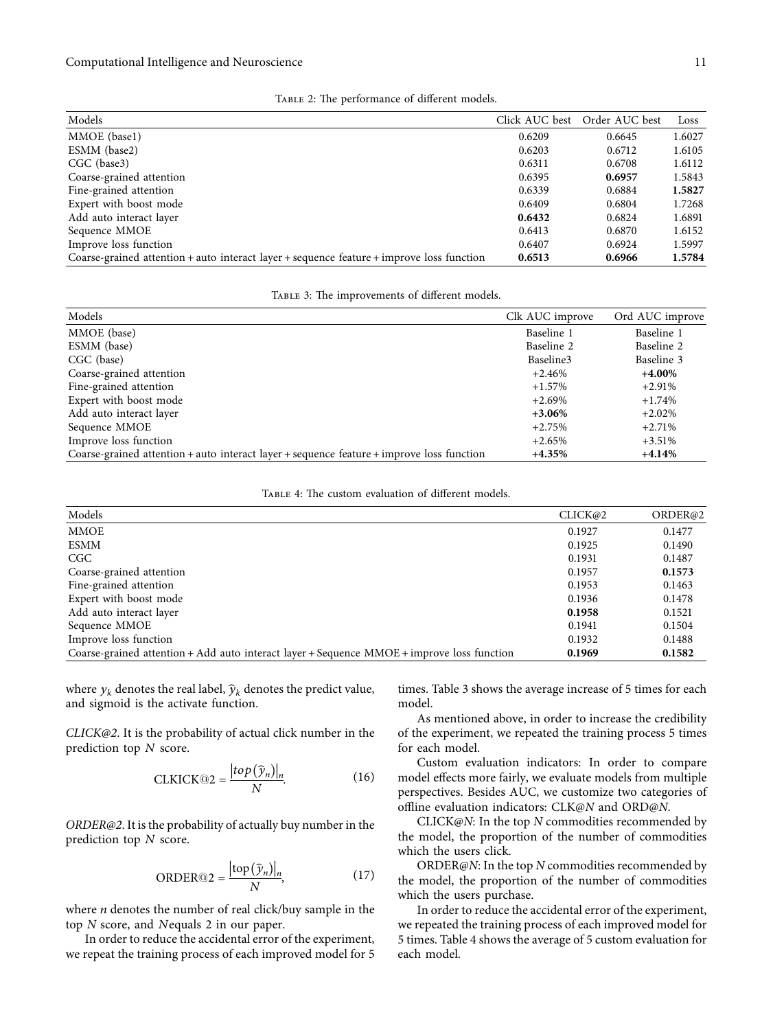Table 2: The performance of different models.

| Models | Click AUC best | Order AUC best | Loss |
|---|---|---|---|
| MMOE (base1) | 0.6209 | 0.6645 | 1.6027 |
| ESMM (base2) | 0.6203 | 0.6712 | 1.6105 |
| CGC (base3) | 0.6311 | 0.6708 | 1.6112 |
| Coarse-grained attention | 0.6395 | **0.6957** | 1.5843 |
| Fine-grained attention | 0.6339 | 0.6884 | **1.5827** |
| Expert with boost mode | 0.6409 | 0.6804 | 1.7268 |
| Add auto interact layer | **0.6432** | 0.6824 | 1.6891 |
| Sequence MMOE | 0.6413 | 0.6870 | 1.6152 |
| Improve loss function | 0.6407 | 0.6924 | 1.5997 |
| Coarse-grained attention + auto interact layer + sequence feature + improve loss function | **0.6513** | **0.6966** | **1.5784** |

Table 3: The improvements of different models.

| Models | Clk AUC improve | Ord AUC improve |
|---|---|---|
| MMOE (base) | Baseline 1 | Baseline 1 |
| ESMM (base) | Baseline 2 | Baseline 2 |
| CGC (base) | Baseline3 | Baseline 3 |
| Coarse-grained attention | +2.46% | **+4.00%** |
| Fine-grained attention | +1.57% | +2.91% |
| Expert with boost mode | +2.69% | +1.74% |
| Add auto interact layer | **+3.06%** | +2.02% |
| Sequence MMOE | +2.75% | +2.71% |
| Improve loss function | +2.65% | +3.51% |
| Coarse-grained attention + auto interact layer + sequence feature + improve loss function | **+4.35%** | **+4.14%** |

Table 4: The custom evaluation of different models.

| Models | CLICK@2 | ORDER@2 |
|---|---|---|
| MMOE | 0.1927 | 0.1477 |
| ESMM | 0.1925 | 0.1490 |
| CGC | 0.1931 | 0.1487 |
| Coarse-grained attention | 0.1957 | **0.1573** |
| Fine-grained attention | 0.1953 | 0.1463 |
| Expert with boost mode | 0.1936 | 0.1478 |
| Add auto interact layer | **0.1958** | 0.1521 |
| Sequence MMOE | 0.1941 | 0.1504 |
| Improve loss function | 0.1932 | 0.1488 |
| Coarse-grained attention + Add auto interact layer + Sequence MMOE + improve loss function | **0.1969** | **0.1582** |

where $y_k$ denotes the real label, $\hat{y}_k$ denotes the predict value, and sigmoid is the activate function.

*CLICK@2*. It is the probability of actual click number in the prediction top $N$ score.

$$\text{CLKICK@2} = \frac{\left|top\left(\hat{y}_n\right)\right|_n}{N}. \tag{16}$$

*ORDER@2*. It is the probability of actually buy number in the prediction top $N$ score.

$$\text{ORDER@2} = \frac{\left|\text{top}\left(\hat{y}_n\right)\right|_n}{N}, \tag{17}$$

where $n$ denotes the number of real click/buy sample in the top $N$ score, and $N$equals 2 in our paper.

In order to reduce the accidental error of the experiment, we repeat the training process of each improved model for 5 times. Table 3 shows the average increase of 5 times for each model.

As mentioned above, in order to increase the credibility of the experiment, we repeated the training process 5 times for each model.

Custom evaluation indicators: In order to compare model effects more fairly, we evaluate models from multiple perspectives. Besides AUC, we customize two categories of offline evaluation indicators: CLK@$N$ and ORD@$N$.

CLICK@$N$: In the top $N$ commodities recommended by the model, the proportion of the number of commodities which the users click.

ORDER@$N$: In the top $N$ commodities recommended by the model, the proportion of the number of commodities which the users purchase.

In order to reduce the accidental error of the experiment, we repeated the training process of each improved model for 5 times. Table 4 shows the average of 5 custom evaluation for each model.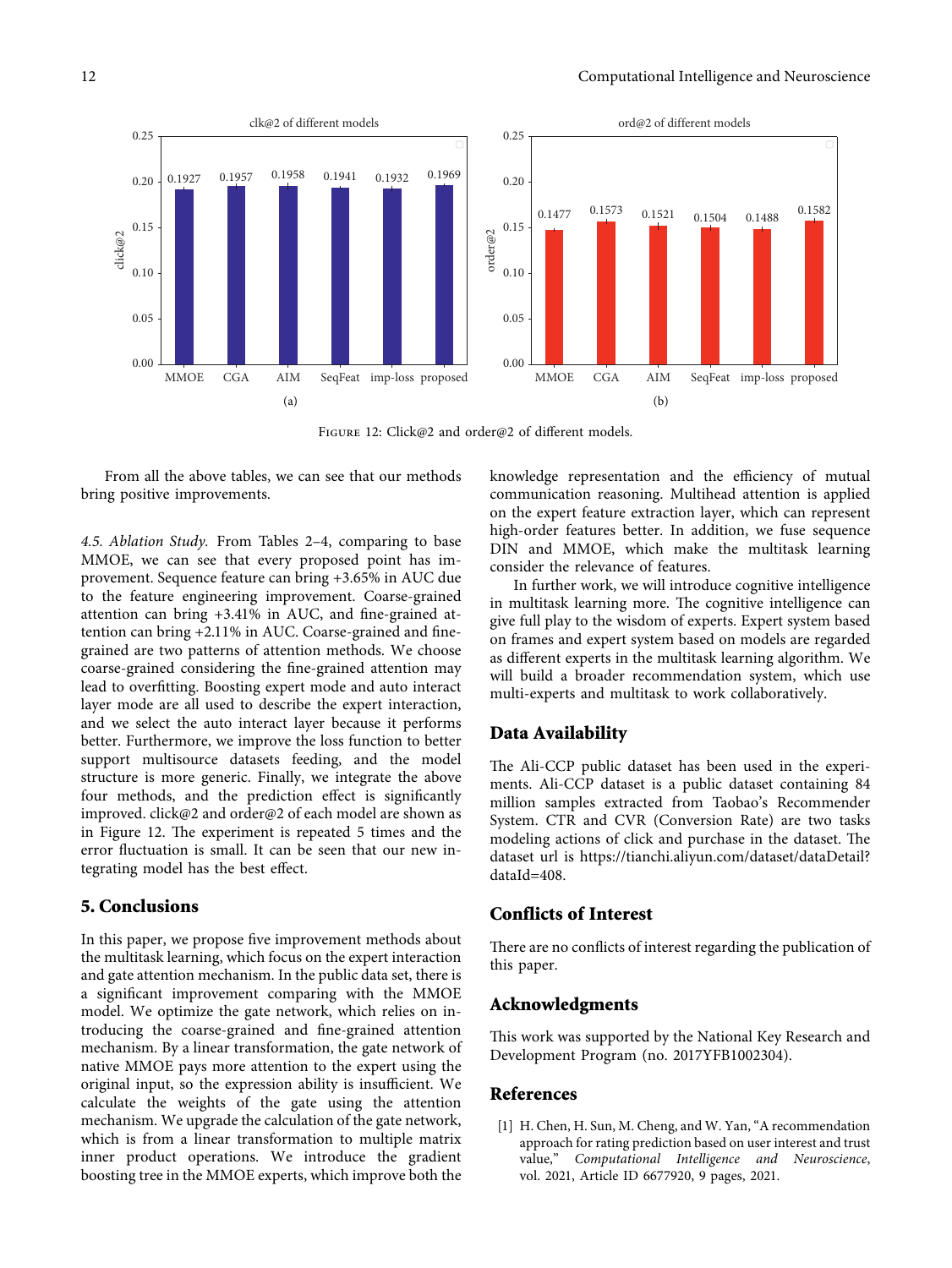FIGURE 12: Click@2 and order@2 of different models.

From all the above tables, we can see that our methods bring positive improvements.

*4.5. Ablation Study.* From Tables 2–4, comparing to base MMOE, we can see that every proposed point has improvement. Sequence feature can bring +3.65% in AUC due to the feature engineering improvement. Coarse-grained attention can bring +3.41% in AUC, and fine-grained attention can bring +2.11% in AUC. Coarse-grained and fine-grained are two patterns of attention methods. We choose coarse-grained considering the fine-grained attention may lead to overfitting. Boosting expert mode and auto interact layer mode are all used to describe the expert interaction, and we select the auto interact layer because it performs better. Furthermore, we improve the loss function to better support multisource datasets feeding, and the model structure is more generic. Finally, we integrate the above four methods, and the prediction effect is significantly improved. click@2 and order@2 of each model are shown as in Figure 12. The experiment is repeated 5 times and the error fluctuation is small. It can be seen that our new integrating model has the best effect.

## 5. Conclusions

In this paper, we propose five improvement methods about the multitask learning, which focus on the expert interaction and gate attention mechanism. In the public data set, there is a significant improvement comparing with the MMOE model. We optimize the gate network, which relies on introducing the coarse-grained and fine-grained attention mechanism. By a linear transformation, the gate network of native MMOE pays more attention to the expert using the original input, so the expression ability is insufficient. We calculate the weights of the gate using the attention mechanism. We upgrade the calculation of the gate network, which is from a linear transformation to multiple matrix inner product operations. We introduce the gradient boosting tree in the MMOE experts, which improve both the knowledge representation and the efficiency of mutual communication reasoning. Multihead attention is applied on the expert feature extraction layer, which can represent high-order features better. In addition, we fuse sequence DIN and MMOE, which make the multitask learning consider the relevance of features.

In further work, we will introduce cognitive intelligence in multitask learning more. The cognitive intelligence can give full play to the wisdom of experts. Expert system based on frames and expert system based on models are regarded as different experts in the multitask learning algorithm. We will build a broader recommendation system, which use multi-experts and multitask to work collaboratively.

## Data Availability

The Ali-CCP public dataset has been used in the experiments. Ali-CCP dataset is a public dataset containing 84 million samples extracted from Taobao's Recommender System. CTR and CVR (Conversion Rate) are two tasks modeling actions of click and purchase in the dataset. The dataset url is https://tianchi.aliyun.com/dataset/dataDetail?dataId=408.

## Conflicts of Interest

There are no conflicts of interest regarding the publication of this paper.

## Acknowledgments

This work was supported by the National Key Research and Development Program (no. 2017YFB1002304).

## References

[1] H. Chen, H. Sun, M. Cheng, and W. Yan, "A recommendation approach for rating prediction based on user interest and trust value," *Computational Intelligence and Neuroscience*, vol. 2021, Article ID 6677920, 9 pages, 2021.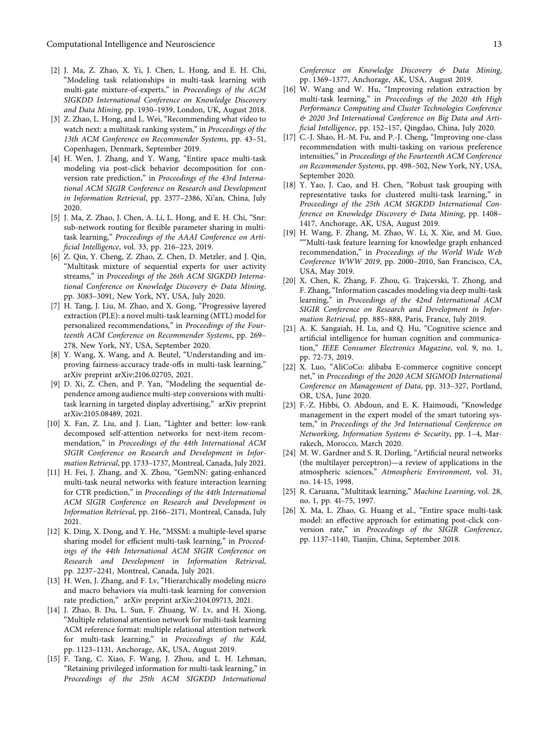[2] J. Ma, Z. Zhao, X. Yi, J. Chen, L. Hong, and E. H. Chi, "Modeling task relationships in multi-task learning with multi-gate mixture-of-experts," in *Proceedings of the ACM SIGKDD International Conference on Knowledge Discovery and Data Mining*, pp. 1930–1939, London, UK, August 2018.

[3] Z. Zhao, L. Hong, and L. Wei, "Recommending what video to watch next: a multitask ranking system," in *Proceedings of the 13th ACM Conference on Recommender Systems*, pp. 43–51, Copenhagen, Denmark, September 2019.

[4] H. Wen, J. Zhang, and Y. Wang, "Entire space multi-task modeling via post-click behavior decomposition for conversion rate prediction," in *Proceedings of the 43rd International ACM SIGIR Conference on Research and Development in Information Retrieval*, pp. 2377–2386, Xi'an, China, July 2020.

[5] J. Ma, Z. Zhao, J. Chen, A. Li, L. Hong, and E. H. Chi, "Snr: sub-network routing for flexible parameter sharing in multi-task learning," *Proceedings of the AAAI Conference on Artificial Intelligence*, vol. 33, pp. 216–223, 2019.

[6] Z. Qin, Y. Cheng, Z. Zhao, Z. Chen, D. Metzler, and J. Qin, "Multitask mixture of sequential experts for user activity streams," in *Proceedings of the 26th ACM SIGKDD International Conference on Knowledge Discovery & Data Mining*, pp. 3083–3091, New York, NY, USA, July 2020.

[7] H. Tang, J. Liu, M. Zhao, and X. Gong, "Progressive layered extraction (PLE): a novel multi-task learning (MTL) model for personalized recommendations," in *Proceedings of the Fourteenth ACM Conference on Recommender Systems*, pp. 269–278, New York, NY, USA, September 2020.

[8] Y. Wang, X. Wang, and A. Beutel, "Understanding and improving fairness-accuracy trade-offs in multi-task learning," arXiv preprint arXiv:2106.02705, 2021.

[9] D. Xi, Z. Chen, and P. Yan, "Modeling the sequential dependence among audience multi-step conversions with multi-task learning in targeted display advertising," arXiv preprint arXiv:2105.08489, 2021.

[10] X. Fan, Z. Liu, and J. Lian, "Lighter and better: low-rank decomposed self-attention networks for next-item recommendation," in *Proceedings of the 44th International ACM SIGIR Conference on Research and Development in Information Retrieval*, pp. 1733–1737, Montreal, Canada, July 2021.

[11] H. Fei, J. Zhang, and X. Zhou, "GemNN: gating-enhanced multi-task neural networks with feature interaction learning for CTR prediction," in *Proceedings of the 44th International ACM SIGIR Conference on Research and Development in Information Retrieval*, pp. 2166–2171, Montreal, Canada, July 2021.

[12] K. Ding, X. Dong, and Y. He, "MSSM: a multiple-level sparse sharing model for efficient multi-task learning," in *Proceedings of the 44th International ACM SIGIR Conference on Research and Development in Information Retrieval*, pp. 2237–2241, Montreal, Canada, July 2021.

[13] H. Wen, J. Zhang, and F. Lv, "Hierarchically modeling micro and macro behaviors via multi-task learning for conversion rate prediction," arXiv preprint arXiv:2104.09713, 2021.

[14] J. Zhao, B. Du, L. Sun, F. Zhuang, W. Lv, and H. Xiong, "Multiple relational attention network for multi-task learning ACM reference format: multiple relational attention network for multi-task learning," in *Proceedings of the Kdd*, pp. 1123–1131, Anchorage, AK, USA, August 2019.

[15] F. Tang, C. Xiao, F. Wang, J. Zhou, and L. H. Lehman, "Retaining privileged information for multi-task learning," in *Proceedings of the 25th ACM SIGKDD International Conference on Knowledge Discovery & Data Mining*, pp. 1369–1377, Anchorage, AK, USA, August 2019.

[16] W. Wang and W. Hu, "Improving relation extraction by multi-task learning," in *Proceedings of the 2020 4th High Performance Computing and Cluster Technologies Conference & 2020 3rd International Conference on Big Data and Artificial Intelligence*, pp. 152–157, Qingdao, China, July 2020.

[17] C.-J. Shao, H.-M. Fu, and P.-J. Cheng, "Improving one-class recommendation with multi-tasking on various preference intensities," in *Proceedings of the Fourteenth ACM Conference on Recommender Systems*, pp. 498–502, New York, NY, USA, September 2020.

[18] Y. Yao, J. Cao, and H. Chen, "Robust task grouping with representative tasks for clustered multi-task learning," in *Proceedings of the 25th ACM SIGKDD International Conference on Knowledge Discovery & Data Mining*, pp. 1408–1417, Anchorage, AK, USA, August 2019.

[19] H. Wang, F. Zhang, M. Zhao, W. Li, X. Xie, and M. Guo, ""Multi-task feature learning for knowledge graph enhanced recommendation," in *Proceedings of the World Wide Web Conference WWW 2019*, pp. 2000–2010, San Francisco, CA, USA, May 2019.

[20] X. Chen, K. Zhang, F. Zhou, G. Trajcevski, T. Zhong, and F. Zhang, "Information cascades modeling via deep multi-task learning," in *Proceedings of the 42nd International ACM SIGIR Conference on Research and Development in Information Retrieval*, pp. 885–888, Paris, France, July 2019.

[21] A. K. Sangaiah, H. Lu, and Q. Hu, "Cognitive science and artificial intelligence for human cognition and communication," *IEEE Consumer Electronics Magazine*, vol. 9, no. 1, pp. 72-73, 2019.

[22] X. Luo, "AliCoCo: alibaba E-commerce cognitive concept net," in *Proceedings of the 2020 ACM SIGMOD International Conference on Management of Data*, pp. 313–327, Portland, OR, USA, June 2020.

[23] F.-Z. Hibbi, O. Abdoun, and E. K. Haimoudi, "Knowledge management in the expert model of the smart tutoring system," in *Proceedings of the 3rd International Conference on Networking, Information Systems & Security*, pp. 1–4, Marrakech, Morocco, March 2020.

[24] M. W. Gardner and S. R. Dorling, "Artificial neural networks (the multilayer perceptron)—a review of applications in the atmospheric sciences," *Atmospheric Environment*, vol. 31, no. 14-15, 1998.

[25] R. Caruana, "Multitask learning," *Machine Learning*, vol. 28, no. 1, pp. 41–75, 1997.

[26] X. Ma, L. Zhao, G. Huang et al., "Entire space multi-task model: an effective approach for estimating post-click conversion rate," in *Proceedings of the SIGIR Conference*, pp. 1137–1140, Tianjin, China, September 2018.